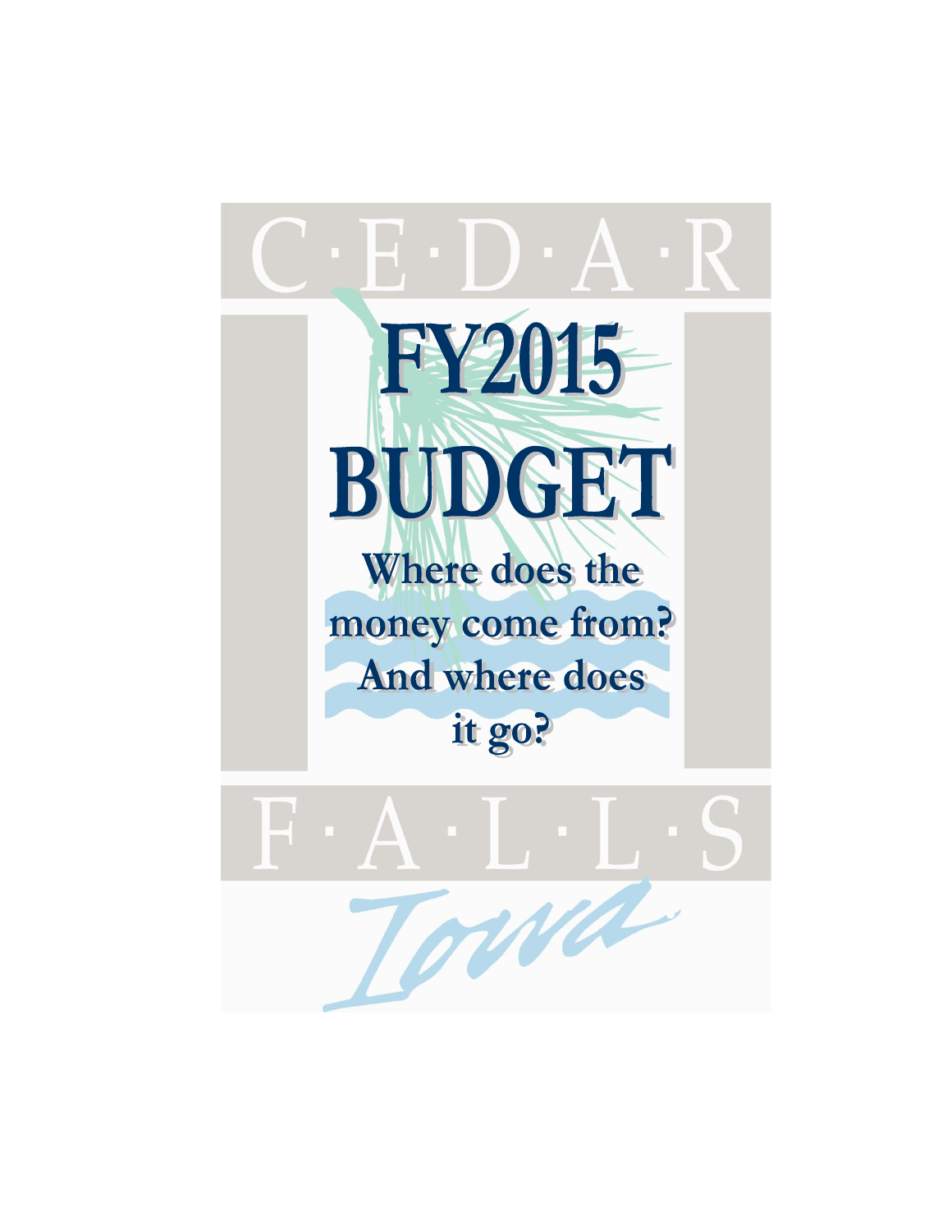C·E·D·A·R

# FY2015 BUDGET

## Where does the money come from? And where does it go?

F·A·L·L·S

*Iowa*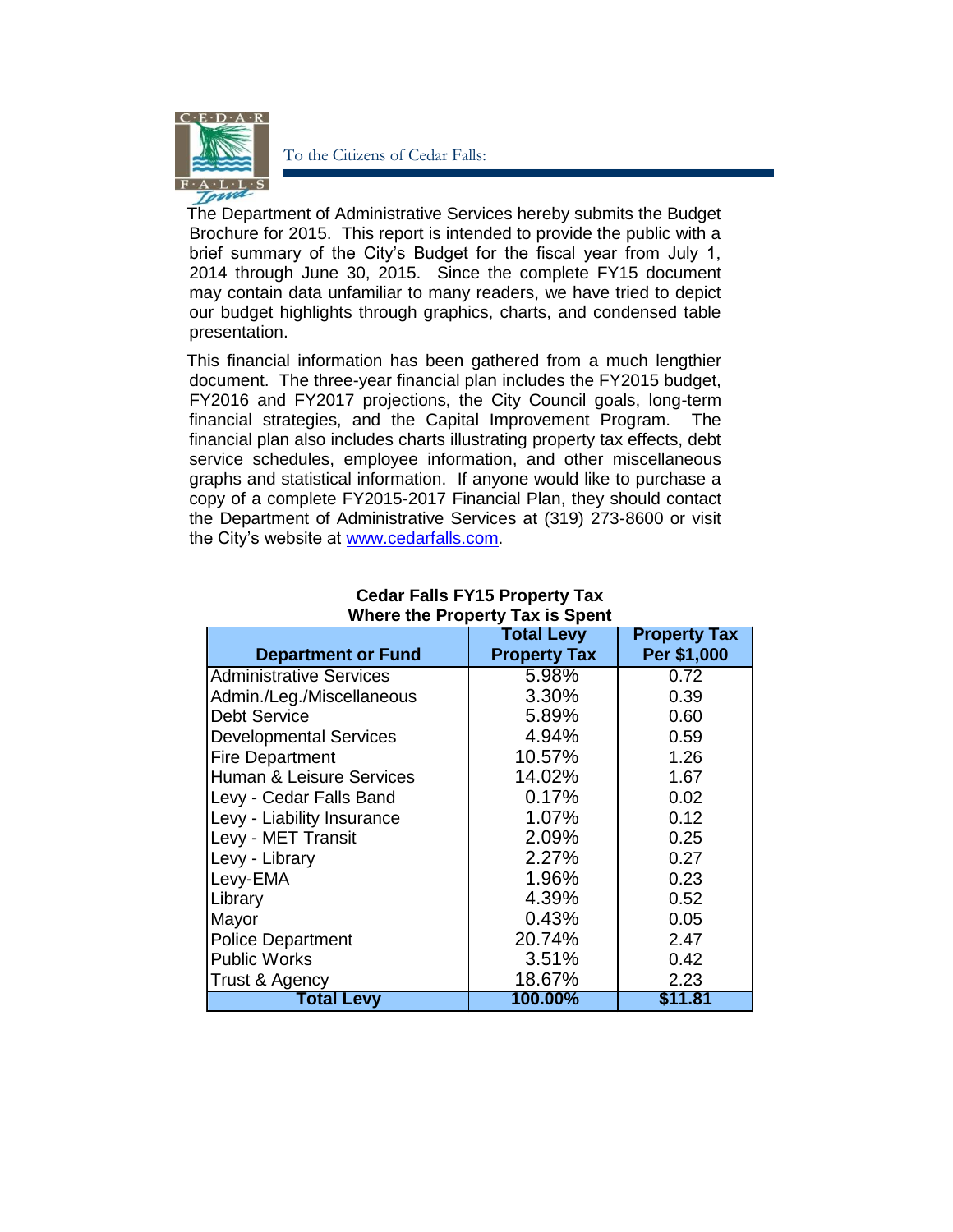To the Citizens of Cedar Falls:

The Department of Administrative Services hereby submits the Budget Brochure for 2015. This report is intended to provide the public with a brief summary of the City's Budget for the fiscal year from July 1, 2014 through June 30, 2015. Since the complete FY15 document may contain data unfamiliar to many readers, we have tried to depict our budget highlights through graphics, charts, and condensed table presentation.

This financial information has been gathered from a much lengthier document. The three-year financial plan includes the FY2015 budget, FY2016 and FY2017 projections, the City Council goals, long-term financial strategies, and the Capital Improvement Program. The financial plan also includes charts illustrating property tax effects, debt service schedules, employee information, and other miscellaneous graphs and statistical information. If anyone would like to purchase a copy of a complete FY2015-2017 Financial Plan, they should contact the Department of Administrative Services at (319) 273-8600 or visit the City's website at www.cedarfalls.com.

**Cedar Falls FY15 Property Tax**
**Where the Property Tax is Spent**

| Department or Fund | Total Levy Property Tax | Property Tax Per $1,000 |
|---|---|---|
| Administrative Services | 5.98% | 0.72 |
| Admin./Leg./Miscellaneous | 3.30% | 0.39 |
| Debt Service | 5.89% | 0.60 |
| Developmental Services | 4.94% | 0.59 |
| Fire Department | 10.57% | 1.26 |
| Human & Leisure Services | 14.02% | 1.67 |
| Levy - Cedar Falls Band | 0.17% | 0.02 |
| Levy - Liability Insurance | 1.07% | 0.12 |
| Levy - MET Transit | 2.09% | 0.25 |
| Levy - Library | 2.27% | 0.27 |
| Levy-EMA | 1.96% | 0.23 |
| Library | 4.39% | 0.52 |
| Mayor | 0.43% | 0.05 |
| Police Department | 20.74% | 2.47 |
| Public Works | 3.51% | 0.42 |
| Trust & Agency | 18.67% | 2.23 |
| **Total Levy** | **100.00%** | **$11.81** |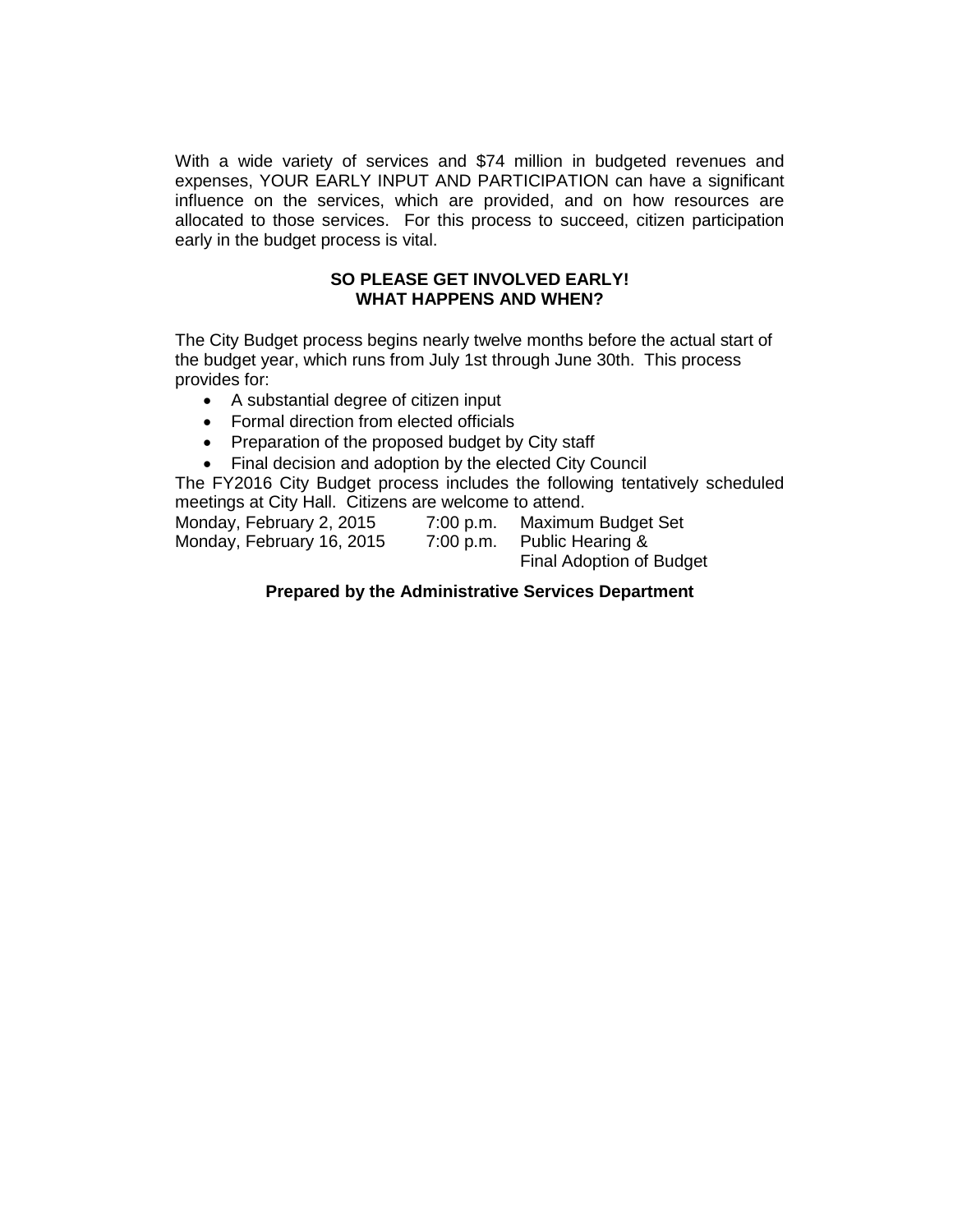With a wide variety of services and $74 million in budgeted revenues and expenses, YOUR EARLY INPUT AND PARTICIPATION can have a significant influence on the services, which are provided, and on how resources are allocated to those services. For this process to succeed, citizen participation early in the budget process is vital.

**SO PLEASE GET INVOLVED EARLY!**
**WHAT HAPPENS AND WHEN?**

The City Budget process begins nearly twelve months before the actual start of the budget year, which runs from July 1st through June 30th. This process provides for:

- A substantial degree of citizen input
- Formal direction from elected officials
- Preparation of the proposed budget by City staff
- Final decision and adoption by the elected City Council

The FY2016 City Budget process includes the following tentatively scheduled meetings at City Hall. Citizens are welcome to attend.

| | | |
|---|---|---|
| Monday, February 2, 2015 | 7:00 p.m. | Maximum Budget Set |
| Monday, February 16, 2015 | 7:00 p.m. | Public Hearing & Final Adoption of Budget |

**Prepared by the Administrative Services Department**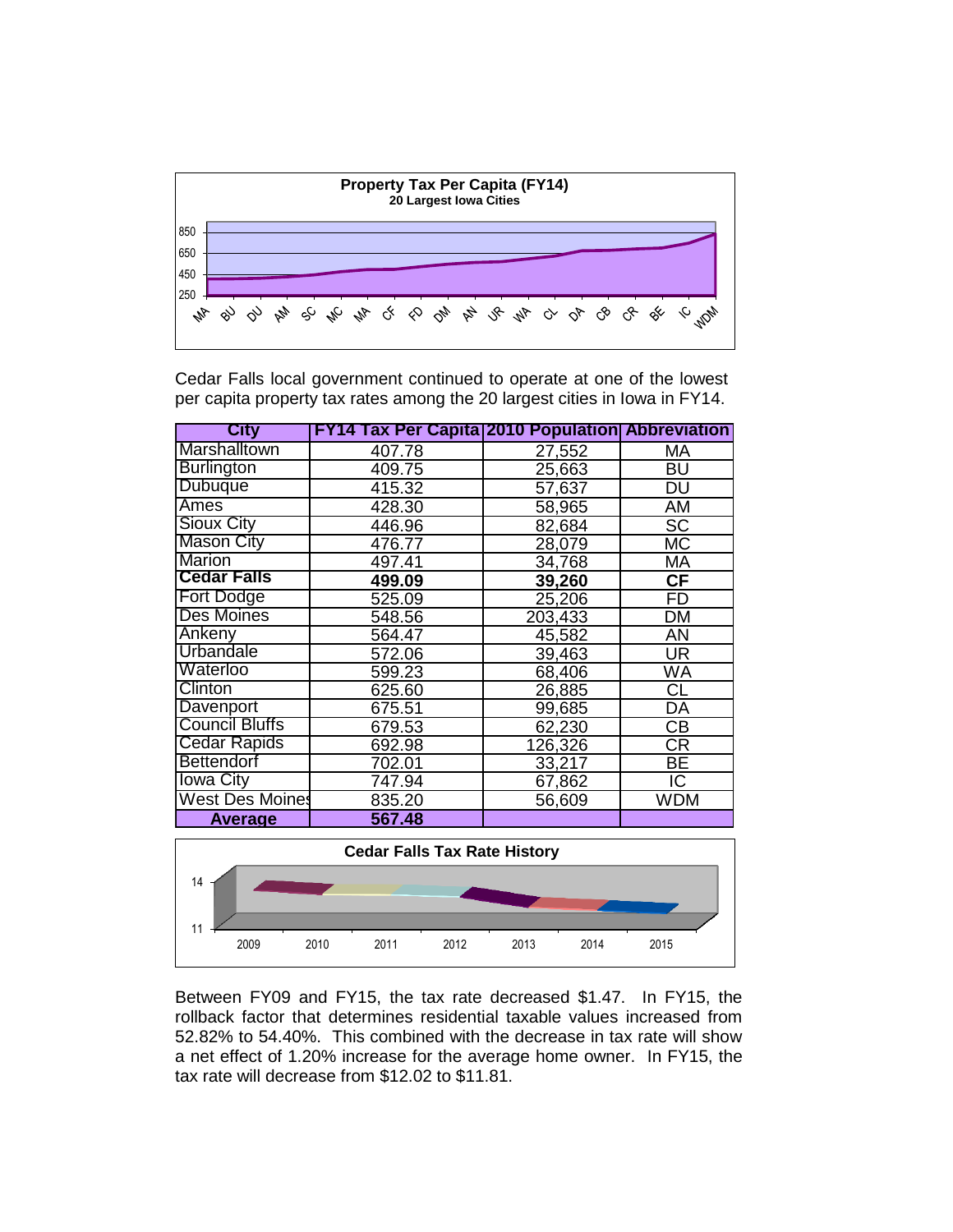**Property Tax Per Capita (FY14)**
**20 Largest Iowa Cities**

Cedar Falls local government continued to operate at one of the lowest per capita property tax rates among the 20 largest cities in Iowa in FY14.

| City | FY14 Tax Per Capita | 2010 Population | Abbreviation |
|---|---|---|---|
| Marshalltown | 407.78 | 27,552 | MA |
| Burlington | 409.75 | 25,663 | BU |
| Dubuque | 415.32 | 57,637 | DU |
| Ames | 428.30 | 58,965 | AM |
| Sioux City | 446.96 | 82,684 | SC |
| Mason City | 476.77 | 28,079 | MC |
| Marion | 497.41 | 34,768 | MA |
| **Cedar Falls** | **499.09** | **39,260** | **CF** |
| Fort Dodge | 525.09 | 25,206 | FD |
| Des Moines | 548.56 | 203,433 | DM |
| Ankeny | 564.47 | 45,582 | AN |
| Urbandale | 572.06 | 39,463 | UR |
| Waterloo | 599.23 | 68,406 | WA |
| Clinton | 625.60 | 26,885 | CL |
| Davenport | 675.51 | 99,685 | DA |
| Council Bluffs | 679.53 | 62,230 | CB |
| Cedar Rapids | 692.98 | 126,326 | CR |
| Bettendorf | 702.01 | 33,217 | BE |
| Iowa City | 747.94 | 67,862 | IC |
| West Des Moines | 835.20 | 56,609 | WDM |
| **Average** | **567.48** | | |

**Cedar Falls Tax Rate History**

Between FY09 and FY15, the tax rate decreased $1.47. In FY15, the rollback factor that determines residential taxable values increased from 52.82% to 54.40%. This combined with the decrease in tax rate will show a net effect of 1.20% increase for the average home owner. In FY15, the tax rate will decrease from $12.02 to $11.81.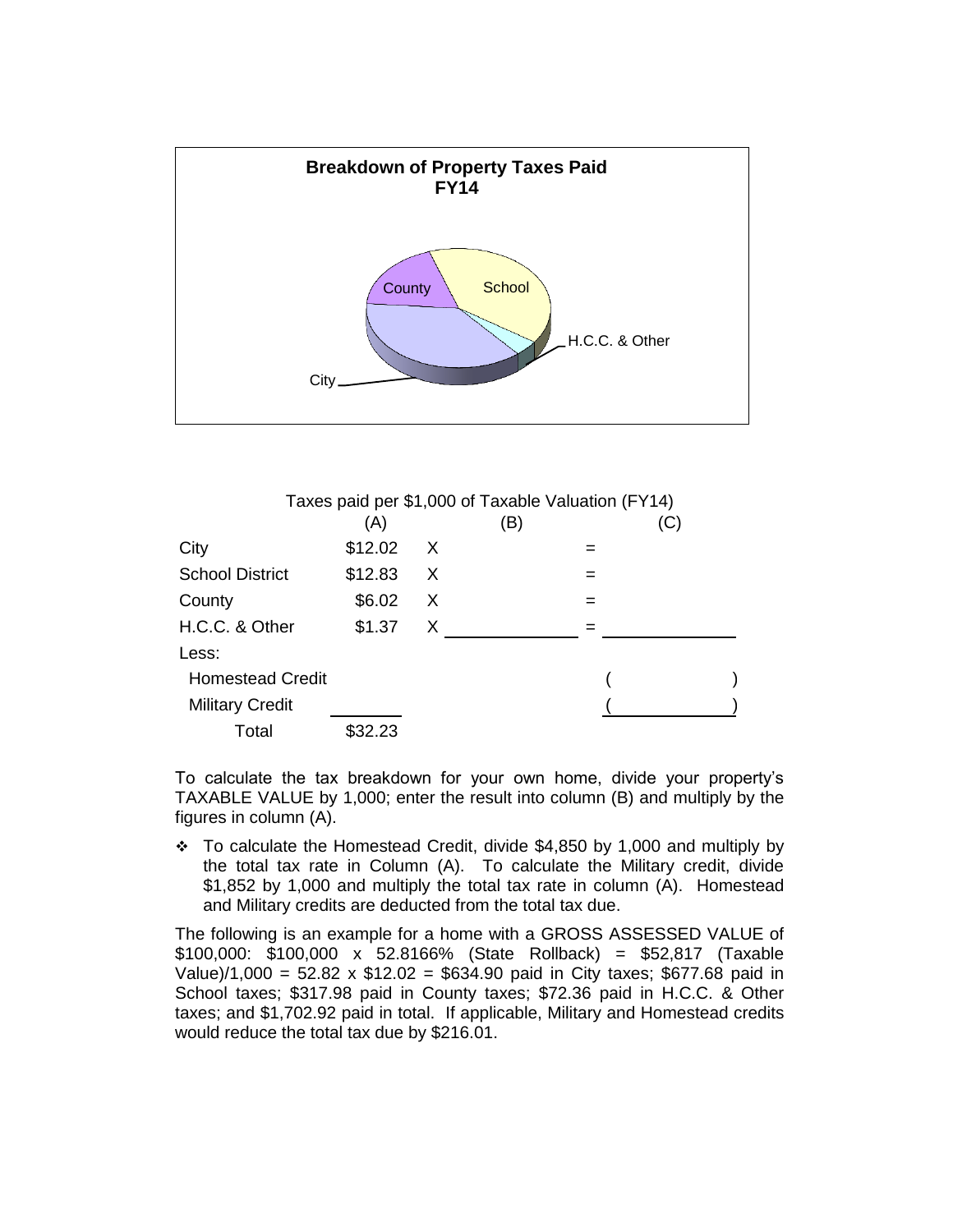**Breakdown of Property Taxes Paid**
**FY14**

County, School, H.C.C. & Other, City

Taxes paid per $1,000 of Taxable Valuation (FY14)

| | (A) | | (B) | | (C) |
|---|---|---|---|---|---|
| City | $12.02 | X | | = | |
| School District | $12.83 | X | | = | |
| County | $6.02 | X | | = | |
| H.C.C. & Other | $1.37 | X | | = | |
| Less: | | | | | |
| Homestead Credit | | | | | ( ) |
| Military Credit | | | | | ( ) |
| Total | $32.23 | | | | |

To calculate the tax breakdown for your own home, divide your property's TAXABLE VALUE by 1,000; enter the result into column (B) and multiply by the figures in column (A).

- To calculate the Homestead Credit, divide $4,850 by 1,000 and multiply by the total tax rate in Column (A). To calculate the Military credit, divide $1,852 by 1,000 and multiply the total tax rate in column (A). Homestead and Military credits are deducted from the total tax due.

The following is an example for a home with a GROSS ASSESSED VALUE of $100,000: $100,000 x 52.8166% (State Rollback) = $52,817 (Taxable Value)/1,000 = 52.82 x $12.02 = $634.90 paid in City taxes; $677.68 paid in School taxes; $317.98 paid in County taxes; $72.36 paid in H.C.C. & Other taxes; and $1,702.92 paid in total. If applicable, Military and Homestead credits would reduce the total tax due by $216.01.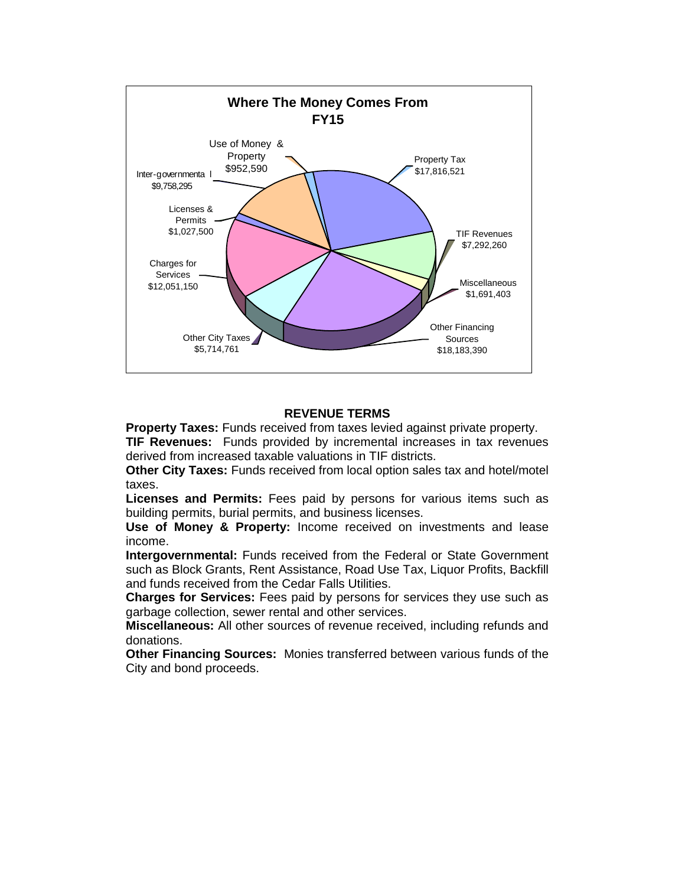## Where The Money Comes From FY15

| Source | Amount |
|---|---|
| Property Tax | $17,816,521 |
| TIF Revenues | $7,292,260 |
| Miscellaneous | $1,691,403 |
| Other Financing Sources | $18,183,390 |
| Other City Taxes | $5,714,761 |
| Charges for Services | $12,051,150 |
| Licenses & Permits | $1,027,500 |
| Inter-governmental | $9,758,295 |
| Use of Money & Property | $952,590 |

### REVENUE TERMS

**Property Taxes:** Funds received from taxes levied against private property.

**TIF Revenues:** Funds provided by incremental increases in tax revenues derived from increased taxable valuations in TIF districts.

**Other City Taxes:** Funds received from local option sales tax and hotel/motel taxes.

**Licenses and Permits:** Fees paid by persons for various items such as building permits, burial permits, and business licenses.

**Use of Money & Property:** Income received on investments and lease income.

**Intergovernmental:** Funds received from the Federal or State Government such as Block Grants, Rent Assistance, Road Use Tax, Liquor Profits, Backfill and funds received from the Cedar Falls Utilities.

**Charges for Services:** Fees paid by persons for services they use such as garbage collection, sewer rental and other services.

**Miscellaneous:** All other sources of revenue received, including refunds and donations.

**Other Financing Sources:** Monies transferred between various funds of the City and bond proceeds.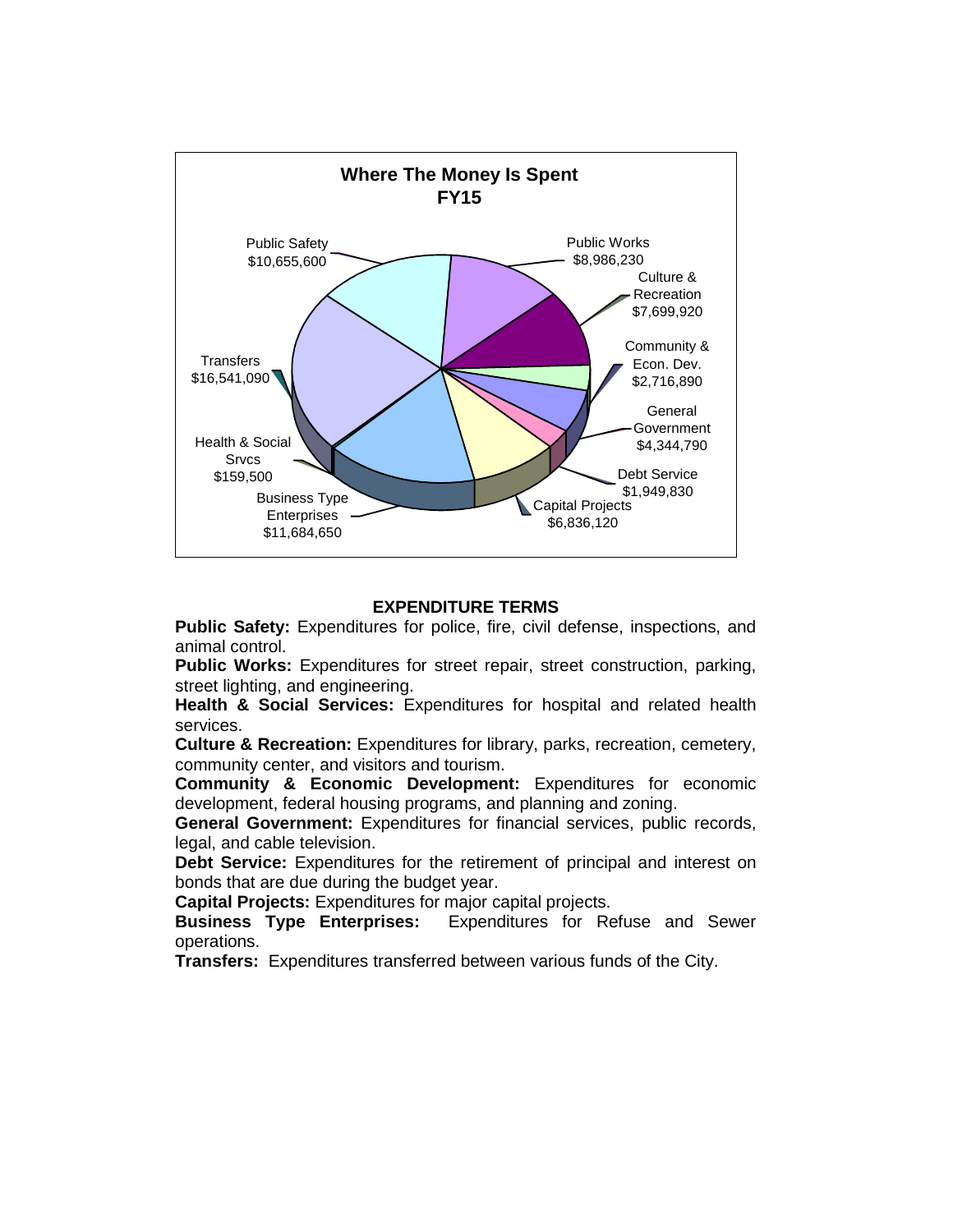## Where The Money Is Spent FY15

Public Safety
$10,655,600

Public Works
$8,986,230

Culture & Recreation
$7,699,920

Community & Econ. Dev.
$2,716,890

General Government
$4,344,790

Debt Service
$1,949,830

Capital Projects
$6,836,120

Business Type Enterprises
$11,684,650

Health & Social Srvcs
$159,500

Transfers
$16,541,090

### EXPENDITURE TERMS

**Public Safety:** Expenditures for police, fire, civil defense, inspections, and animal control.

**Public Works:** Expenditures for street repair, street construction, parking, street lighting, and engineering.

**Health & Social Services:** Expenditures for hospital and related health services.

**Culture & Recreation:** Expenditures for library, parks, recreation, cemetery, community center, and visitors and tourism.

**Community & Economic Development:** Expenditures for economic development, federal housing programs, and planning and zoning.

**General Government:** Expenditures for financial services, public records, legal, and cable television.

**Debt Service:** Expenditures for the retirement of principal and interest on bonds that are due during the budget year.

**Capital Projects:** Expenditures for major capital projects.

**Business Type Enterprises:** Expenditures for Refuse and Sewer operations.

**Transfers:** Expenditures transferred between various funds of the City.